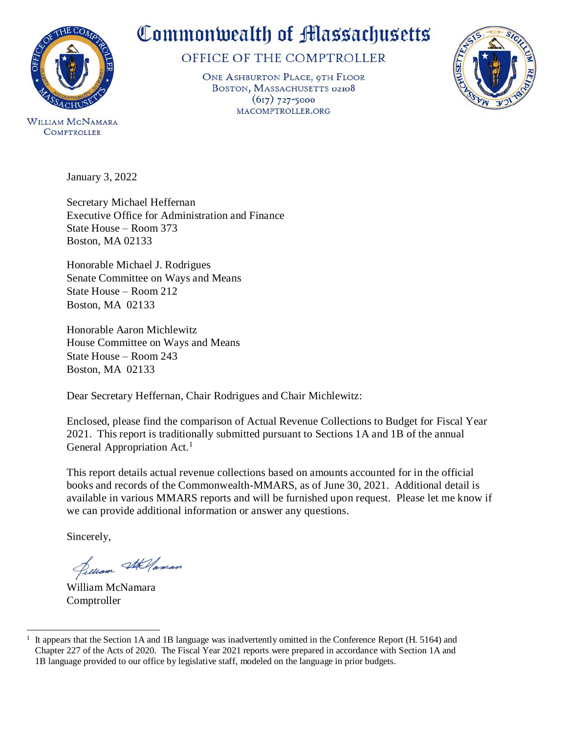# Commonwealth of Massachusetts

## OFFICE OF THE COMPTROLLER

ONE ASHBURTON PLACE, 9TH FLOOR
BOSTON, MASSACHUSETTS 02108
(617) 727-5000
MACOMPTROLLER.ORG

WILLIAM MCNAMARA
COMPTROLLER

January 3, 2022

Secretary Michael Heffernan
Executive Office for Administration and Finance
State House – Room 373
Boston, MA 02133

Honorable Michael J. Rodrigues
Senate Committee on Ways and Means
State House – Room 212
Boston, MA 02133

Honorable Aaron Michlewitz
House Committee on Ways and Means
State House – Room 243
Boston, MA 02133

Dear Secretary Heffernan, Chair Rodrigues and Chair Michlewitz:

Enclosed, please find the comparison of Actual Revenue Collections to Budget for Fiscal Year 2021. This report is traditionally submitted pursuant to Sections 1A and 1B of the annual General Appropriation Act.[1]

This report details actual revenue collections based on amounts accounted for in the official books and records of the Commonwealth-MMARS, as of June 30, 2021. Additional detail is available in various MMARS reports and will be furnished upon request. Please let me know if we can provide additional information or answer any questions.

Sincerely,

William McNamara
Comptroller

---

[1] It appears that the Section 1A and 1B language was inadvertently omitted in the Conference Report (H. 5164) and Chapter 227 of the Acts of 2020. The Fiscal Year 2021 reports were prepared in accordance with Section 1A and 1B language provided to our office by legislative staff, modeled on the language in prior budgets.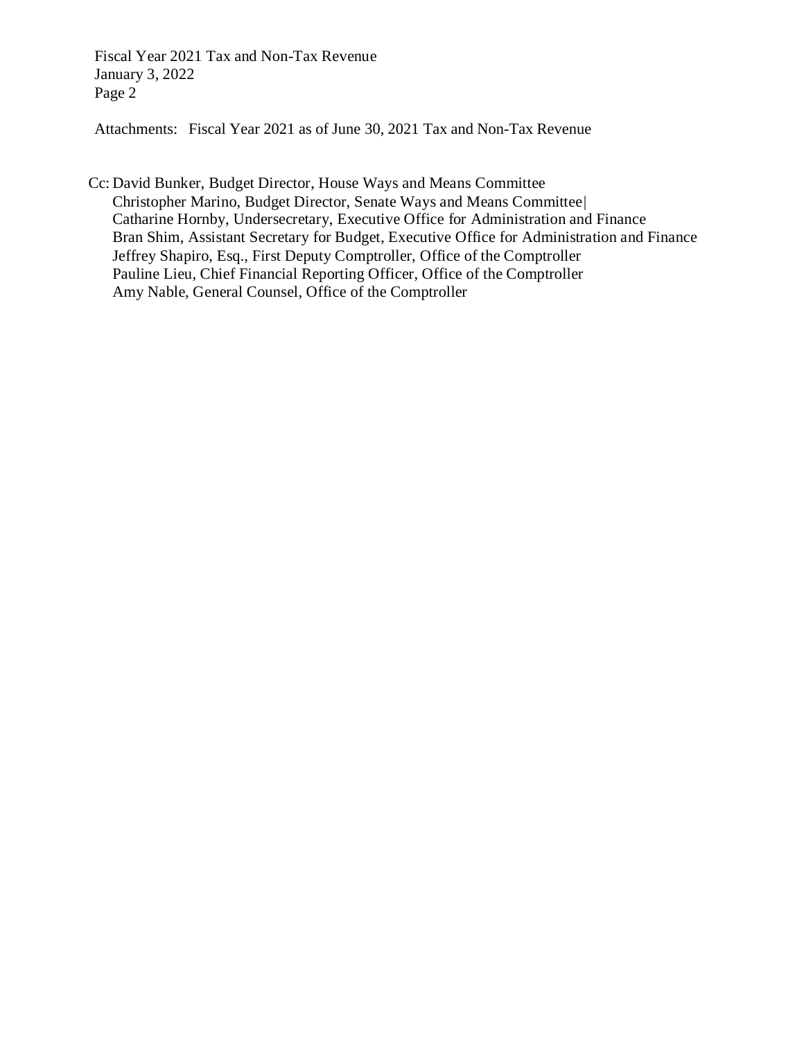Attachments: Fiscal Year 2021 as of June 30, 2021 Tax and Non-Tax Revenue

Cc: David Bunker, Budget Director, House Ways and Means Committee
Christopher Marino, Budget Director, Senate Ways and Means Committee|
Catharine Hornby, Undersecretary, Executive Office for Administration and Finance
Bran Shim, Assistant Secretary for Budget, Executive Office for Administration and Finance
Jeffrey Shapiro, Esq., First Deputy Comptroller, Office of the Comptroller
Pauline Lieu, Chief Financial Reporting Officer, Office of the Comptroller
Amy Nable, General Counsel, Office of the Comptroller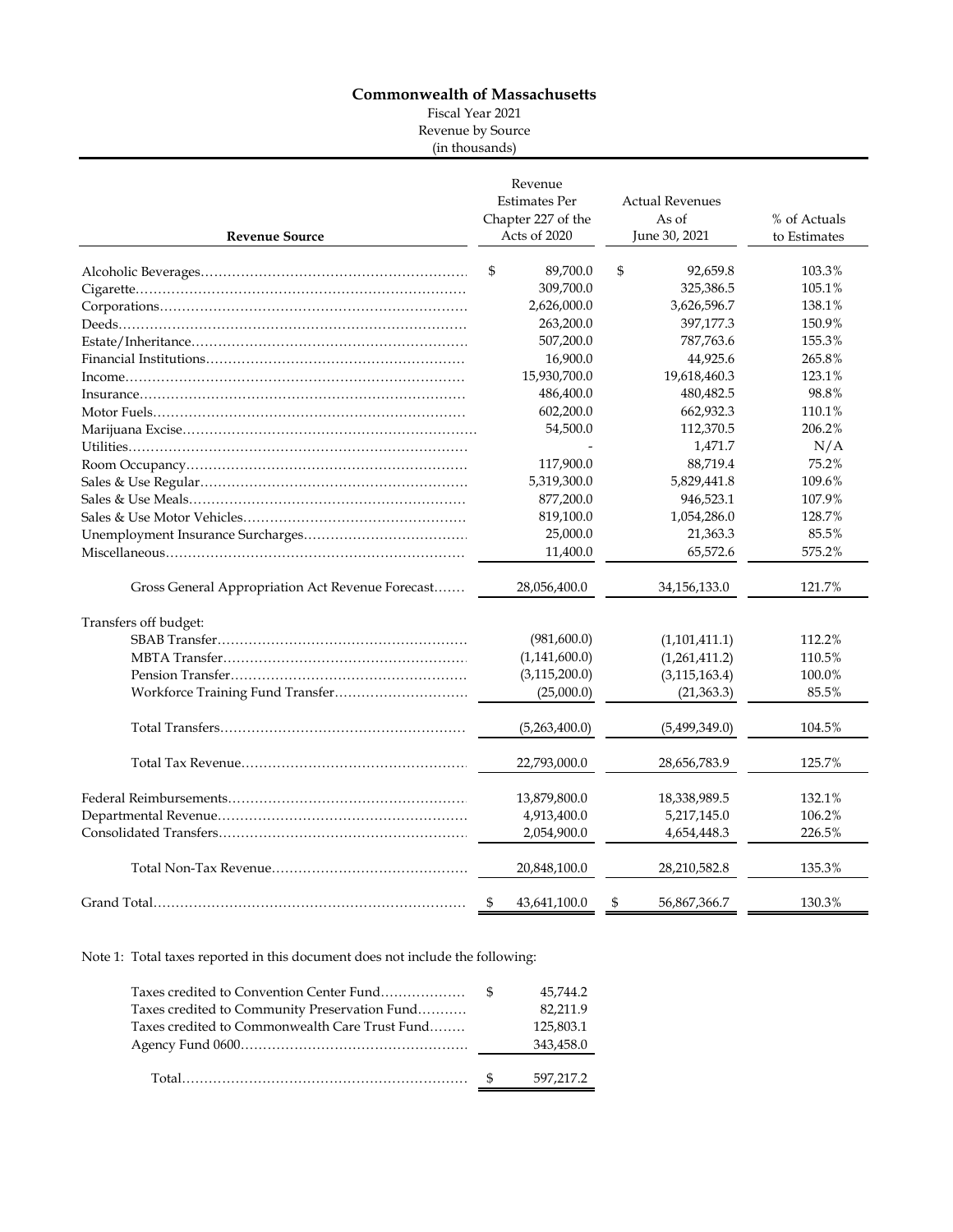**Commonwealth of Massachusetts**

Fiscal Year 2021

Revenue by Source

(in thousands)

| Revenue Source | Revenue Estimates Per Chapter 227 of the Acts of 2020 | Actual Revenues As of June 30, 2021 | % of Actuals to Estimates |
|---|---|---|---|
| Alcoholic Beverages | $ 89,700.0 | $ 92,659.8 | 103.3% |
| Cigarette | 309,700.0 | 325,386.5 | 105.1% |
| Corporations | 2,626,000.0 | 3,626,596.7 | 138.1% |
| Deeds | 263,200.0 | 397,177.3 | 150.9% |
| Estate/Inheritance | 507,200.0 | 787,763.6 | 155.3% |
| Financial Institutions | 16,900.0 | 44,925.6 | 265.8% |
| Income | 15,930,700.0 | 19,618,460.3 | 123.1% |
| Insurance | 486,400.0 | 480,482.5 | 98.8% |
| Motor Fuels | 602,200.0 | 662,932.3 | 110.1% |
| Marijuana Excise | 54,500.0 | 112,370.5 | 206.2% |
| Utilities | - | 1,471.7 | N/A |
| Room Occupancy | 117,900.0 | 88,719.4 | 75.2% |
| Sales & Use Regular | 5,319,300.0 | 5,829,441.8 | 109.6% |
| Sales & Use Meals | 877,200.0 | 946,523.1 | 107.9% |
| Sales & Use Motor Vehicles | 819,100.0 | 1,054,286.0 | 128.7% |
| Unemployment Insurance Surcharges | 25,000.0 | 21,363.3 | 85.5% |
| Miscellaneous | 11,400.0 | 65,572.6 | 575.2% |
| Gross General Appropriation Act Revenue Forecast | 28,056,400.0 | 34,156,133.0 | 121.7% |
| Transfers off budget: | | | |
| SBAB Transfer | (981,600.0) | (1,101,411.1) | 112.2% |
| MBTA Transfer | (1,141,600.0) | (1,261,411.2) | 110.5% |
| Pension Transfer | (3,115,200.0) | (3,115,163.4) | 100.0% |
| Workforce Training Fund Transfer | (25,000.0) | (21,363.3) | 85.5% |
| Total Transfers | (5,263,400.0) | (5,499,349.0) | 104.5% |
| Total Tax Revenue | 22,793,000.0 | 28,656,783.9 | 125.7% |
| Federal Reimbursements | 13,879,800.0 | 18,338,989.5 | 132.1% |
| Departmental Revenue | 4,913,400.0 | 5,217,145.0 | 106.2% |
| Consolidated Transfers | 2,054,900.0 | 4,654,448.3 | 226.5% |
| Total Non-Tax Revenue | 20,848,100.0 | 28,210,582.8 | 135.3% |
| Grand Total | $ 43,641,100.0 | $ 56,867,366.7 | 130.3% |

Note 1: Total taxes reported in this document does not include the following:

| | |
|---|---|
| Taxes credited to Convention Center Fund | $ 45,744.2 |
| Taxes credited to Community Preservation Fund | 82,211.9 |
| Taxes credited to Commonwealth Care Trust Fund | 125,803.1 |
| Agency Fund 0600 | 343,458.0 |
| Total | $ 597,217.2 |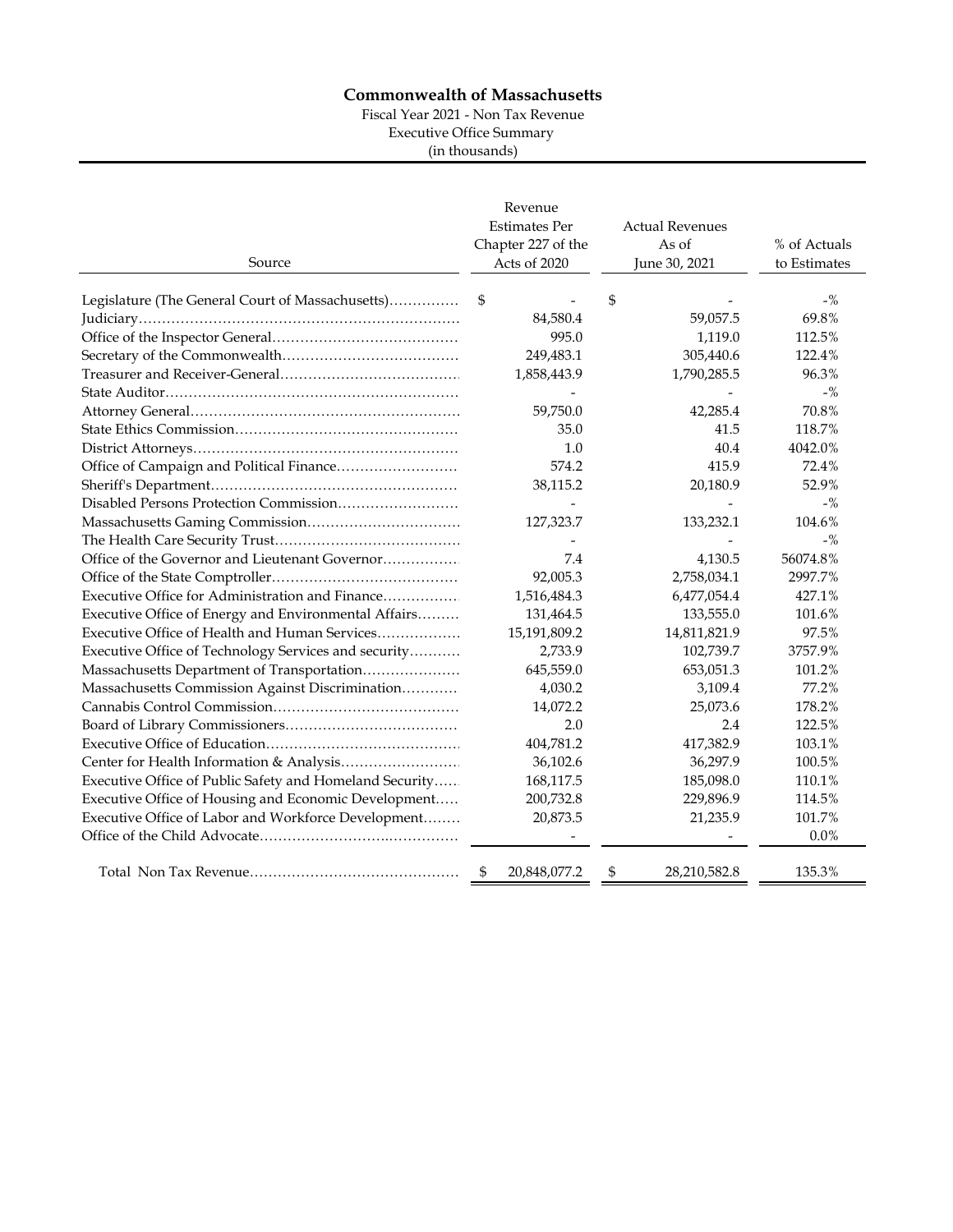**Commonwealth of Massachusetts**

Fiscal Year 2021 - Non Tax Revenue

Executive Office Summary

(in thousands)

| Source | Revenue Estimates Per Chapter 227 of the Acts of 2020 | Actual Revenues As of June 30, 2021 | % of Actuals to Estimates |
|---|---|---|---|
| Legislature (The General Court of Massachusetts) | $ - | $ - | -% |
| Judiciary | 84,580.4 | 59,057.5 | 69.8% |
| Office of the Inspector General | 995.0 | 1,119.0 | 112.5% |
| Secretary of the Commonwealth | 249,483.1 | 305,440.6 | 122.4% |
| Treasurer and Receiver-General | 1,858,443.9 | 1,790,285.5 | 96.3% |
| State Auditor | - | - | -% |
| Attorney General | 59,750.0 | 42,285.4 | 70.8% |
| State Ethics Commission | 35.0 | 41.5 | 118.7% |
| District Attorneys | 1.0 | 40.4 | 4042.0% |
| Office of Campaign and Political Finance | 574.2 | 415.9 | 72.4% |
| Sheriff's Department | 38,115.2 | 20,180.9 | 52.9% |
| Disabled Persons Protection Commission | - | - | -% |
| Massachusetts Gaming Commission | 127,323.7 | 133,232.1 | 104.6% |
| The Health Care Security Trust | - | - | -% |
| Office of the Governor and Lieutenant Governor | 7.4 | 4,130.5 | 56074.8% |
| Office of the State Comptroller | 92,005.3 | 2,758,034.1 | 2997.7% |
| Executive Office for Administration and Finance | 1,516,484.3 | 6,477,054.4 | 427.1% |
| Executive Office of Energy and Environmental Affairs | 131,464.5 | 133,555.0 | 101.6% |
| Executive Office of Health and Human Services | 15,191,809.2 | 14,811,821.9 | 97.5% |
| Executive Office of Technology Services and security | 2,733.9 | 102,739.7 | 3757.9% |
| Massachusetts Department of Transportation | 645,559.0 | 653,051.3 | 101.2% |
| Massachusetts Commission Against Discrimination | 4,030.2 | 3,109.4 | 77.2% |
| Cannabis Control Commission | 14,072.2 | 25,073.6 | 178.2% |
| Board of Library Commissioners | 2.0 | 2.4 | 122.5% |
| Executive Office of Education | 404,781.2 | 417,382.9 | 103.1% |
| Center for Health Information & Analysis | 36,102.6 | 36,297.9 | 100.5% |
| Executive Office of Public Safety and Homeland Security | 168,117.5 | 185,098.0 | 110.1% |
| Executive Office of Housing and Economic Development | 200,732.8 | 229,896.9 | 114.5% |
| Executive Office of Labor and Workforce Development | 20,873.5 | 21,235.9 | 101.7% |
| Office of the Child Advocate | - | - | 0.0% |
| Total Non Tax Revenue | $ 20,848,077.2 | $ 28,210,582.8 | 135.3% |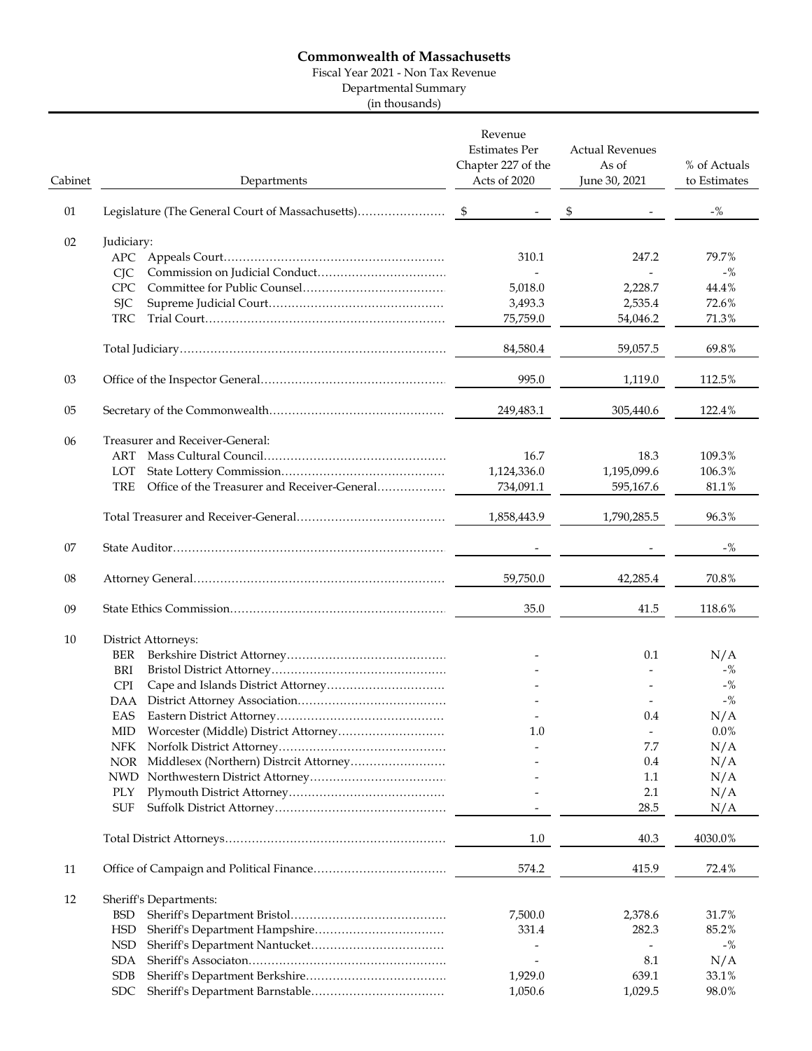# Commonwealth of Massachusetts

Fiscal Year 2021 - Non Tax Revenue

Departmental Summary

(in thousands)

| Cabinet | Departments | Revenue Estimates Per Chapter 227 of the Acts of 2020 | Actual Revenues As of June 30, 2021 | % of Actuals to Estimates |
|---|---|---|---|---|
| 01 | Legislature (The General Court of Massachusetts) | $ - | $ - | -% |
| 02 | Judiciary: | | | |
| | APC Appeals Court | 310.1 | 247.2 | 79.7% |
| | CJC Commission on Judicial Conduct | - | - | -% |
| | CPC Committee for Public Counsel | 5,018.0 | 2,228.7 | 44.4% |
| | SJC Supreme Judicial Court | 3,493.3 | 2,535.4 | 72.6% |
| | TRC Trial Court | 75,759.0 | 54,046.2 | 71.3% |
| | Total Judiciary | 84,580.4 | 59,057.5 | 69.8% |
| 03 | Office of the Inspector General | 995.0 | 1,119.0 | 112.5% |
| 05 | Secretary of the Commonwealth | 249,483.1 | 305,440.6 | 122.4% |
| 06 | Treasurer and Receiver-General: | | | |
| | ART Mass Cultural Council | 16.7 | 18.3 | 109.3% |
| | LOT State Lottery Commission | 1,124,336.0 | 1,195,099.6 | 106.3% |
| | TRE Office of the Treasurer and Receiver-General | 734,091.1 | 595,167.6 | 81.1% |
| | Total Treasurer and Receiver-General | 1,858,443.9 | 1,790,285.5 | 96.3% |
| 07 | State Auditor | - | - | -% |
| 08 | Attorney General | 59,750.0 | 42,285.4 | 70.8% |
| 09 | State Ethics Commission | 35.0 | 41.5 | 118.6% |
| 10 | District Attorneys: | | | |
| | BER Berkshire District Attorney | - | 0.1 | N/A |
| | BRI Bristol District Attorney | - | - | -% |
| | CPI Cape and Islands District Attorney | - | - | -% |
| | DAA District Attorney Association | - | - | -% |
| | EAS Eastern District Attorney | - | 0.4 | N/A |
| | MID Worcester (Middle) District Attorney | 1.0 | - | 0.0% |
| | NFK Norfolk District Attorney | - | 7.7 | N/A |
| | NOR Middlesex (Northern) Distrcit Attorney | - | 0.4 | N/A |
| | NWD Northwestern District Attorney | - | 1.1 | N/A |
| | PLY Plymouth District Attorney | - | 2.1 | N/A |
| | SUF Suffolk District Attorney | - | 28.5 | N/A |
| | Total District Attorneys | 1.0 | 40.3 | 4030.0% |
| 11 | Office of Campaign and Political Finance | 574.2 | 415.9 | 72.4% |
| 12 | Sheriff's Departments: | | | |
| | BSD Sheriff's Department Bristol | 7,500.0 | 2,378.6 | 31.7% |
| | HSD Sheriff's Department Hampshire | 331.4 | 282.3 | 85.2% |
| | NSD Sheriff's Department Nantucket | - | - | -% |
| | SDA Sheriff's Associaton | - | 8.1 | N/A |
| | SDB Sheriff's Department Berkshire | 1,929.0 | 639.1 | 33.1% |
| | SDC Sheriff's Department Barnstable | 1,050.6 | 1,029.5 | 98.0% |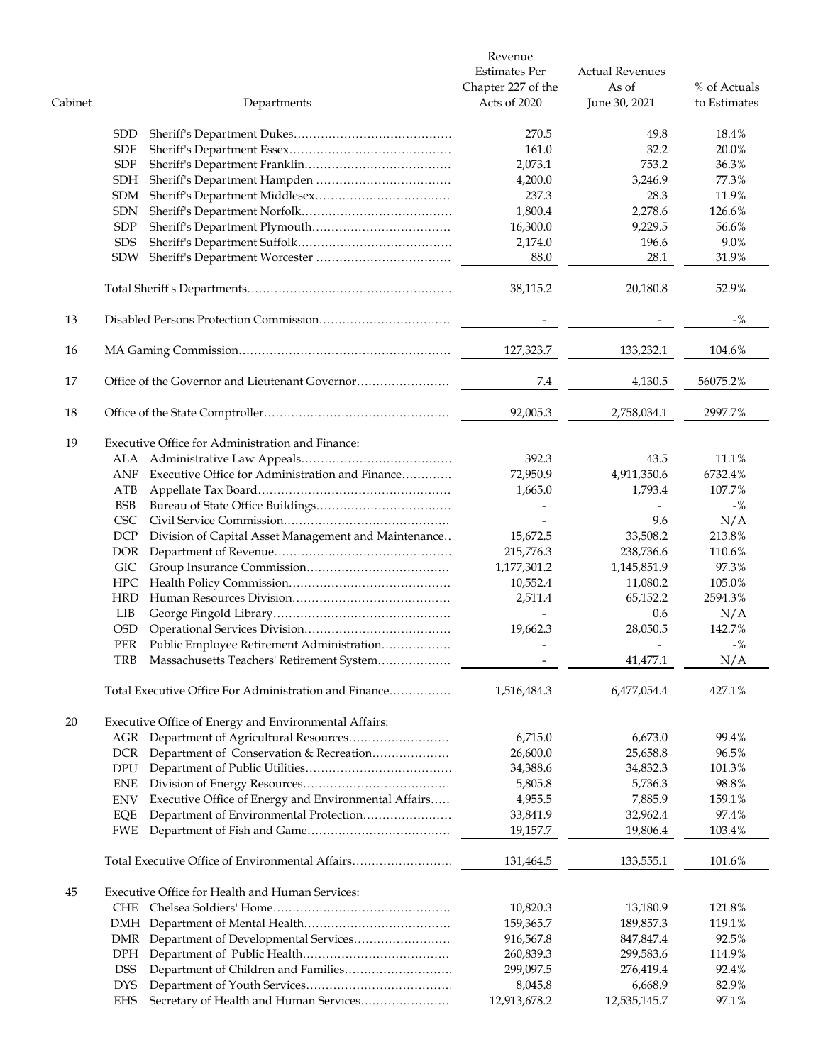| Cabinet | | Departments | Revenue Estimates Per Chapter 227 of the Acts of 2020 | Actual Revenues As of June 30, 2021 | % of Actuals to Estimates |
|---|---|---|---|---|---|
| | SDD | Sheriff's Department Dukes | 270.5 | 49.8 | 18.4% |
| | SDE | Sheriff's Department Essex | 161.0 | 32.2 | 20.0% |
| | SDF | Sheriff's Department Franklin | 2,073.1 | 753.2 | 36.3% |
| | SDH | Sheriff's Department Hampden | 4,200.0 | 3,246.9 | 77.3% |
| | SDM | Sheriff's Department Middlesex | 237.3 | 28.3 | 11.9% |
| | SDN | Sheriff's Department Norfolk | 1,800.4 | 2,278.6 | 126.6% |
| | SDP | Sheriff's Department Plymouth | 16,300.0 | 9,229.5 | 56.6% |
| | SDS | Sheriff's Department Suffolk | 2,174.0 | 196.6 | 9.0% |
| | SDW | Sheriff's Department Worcester | 88.0 | 28.1 | 31.9% |
| | | Total Sheriff's Departments | 38,115.2 | 20,180.8 | 52.9% |
| 13 | | Disabled Persons Protection Commission | - | - | -% |
| 16 | | MA Gaming Commission | 127,323.7 | 133,232.1 | 104.6% |
| 17 | | Office of the Governor and Lieutenant Governor | 7.4 | 4,130.5 | 56075.2% |
| 18 | | Office of the State Comptroller | 92,005.3 | 2,758,034.1 | 2997.7% |
| 19 | | Executive Office for Administration and Finance: | | | |
| | ALA | Administrative Law Appeals | 392.3 | 43.5 | 11.1% |
| | ANF | Executive Office for Administration and Finance | 72,950.9 | 4,911,350.6 | 6732.4% |
| | ATB | Appellate Tax Board | 1,665.0 | 1,793.4 | 107.7% |
| | BSB | Bureau of State Office Buildings | - | - | -% |
| | CSC | Civil Service Commission | - | 9.6 | N/A |
| | DCP | Division of Capital Asset Management and Maintenance | 15,672.5 | 33,508.2 | 213.8% |
| | DOR | Department of Revenue | 215,776.3 | 238,736.6 | 110.6% |
| | GIC | Group Insurance Commission | 1,177,301.2 | 1,145,851.9 | 97.3% |
| | HPC | Health Policy Commission | 10,552.4 | 11,080.2 | 105.0% |
| | HRD | Human Resources Division | 2,511.4 | 65,152.2 | 2594.3% |
| | LIB | George Fingold Library | - | 0.6 | N/A |
| | OSD | Operational Services Division | 19,662.3 | 28,050.5 | 142.7% |
| | PER | Public Employee Retirement Administration | - | - | -% |
| | TRB | Massachusetts Teachers' Retirement System | - | 41,477.1 | N/A |
| | | Total Executive Office For Administration and Finance | 1,516,484.3 | 6,477,054.4 | 427.1% |
| 20 | | Executive Office of Energy and Environmental Affairs: | | | |
| | AGR | Department of Agricultural Resources | 6,715.0 | 6,673.0 | 99.4% |
| | DCR | Department of Conservation & Recreation | 26,600.0 | 25,658.8 | 96.5% |
| | DPU | Department of Public Utilities | 34,388.6 | 34,832.3 | 101.3% |
| | ENE | Division of Energy Resources | 5,805.8 | 5,736.3 | 98.8% |
| | ENV | Executive Office of Energy and Environmental Affairs | 4,955.5 | 7,885.9 | 159.1% |
| | EQE | Department of Environmental Protection | 33,841.9 | 32,962.4 | 97.4% |
| | FWE | Department of Fish and Game | 19,157.7 | 19,806.4 | 103.4% |
| | | Total Executive Office of Environmental Affairs | 131,464.5 | 133,555.1 | 101.6% |
| 45 | | Executive Office for Health and Human Services: | | | |
| | CHE | Chelsea Soldiers' Home | 10,820.3 | 13,180.9 | 121.8% |
| | DMH | Department of Mental Health | 159,365.7 | 189,857.3 | 119.1% |
| | DMR | Department of Developmental Services | 916,567.8 | 847,847.4 | 92.5% |
| | DPH | Department of Public Health | 260,839.3 | 299,583.6 | 114.9% |
| | DSS | Department of Children and Families | 299,097.5 | 276,419.4 | 92.4% |
| | DYS | Department of Youth Services | 8,045.8 | 6,668.9 | 82.9% |
| | EHS | Secretary of Health and Human Services | 12,913,678.2 | 12,535,145.7 | 97.1% |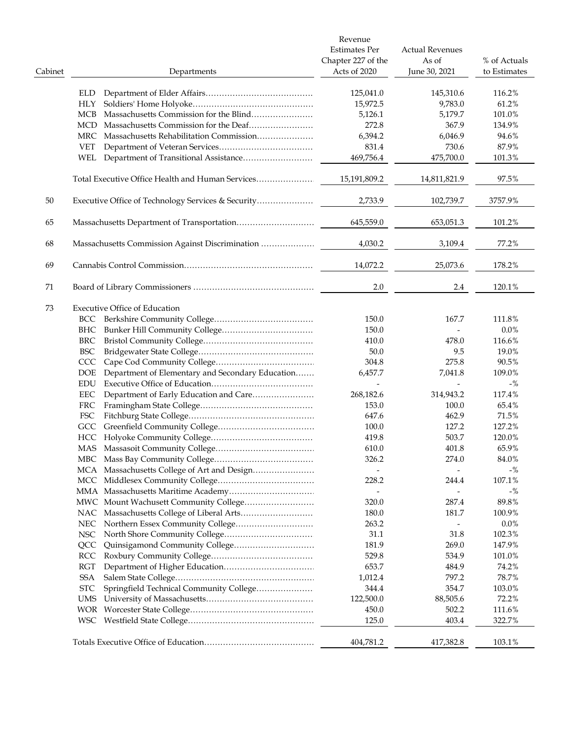| Cabinet | | Departments | Revenue Estimates Per Chapter 227 of the Acts of 2020 | Actual Revenues As of June 30, 2021 | % of Actuals to Estimates |
|---|---|---|---|---|---|
| | ELD | Department of Elder Affairs | 125,041.0 | 145,310.6 | 116.2% |
| | HLY | Soldiers' Home Holyoke | 15,972.5 | 9,783.0 | 61.2% |
| | MCB | Massachusetts Commission for the Blind | 5,126.1 | 5,179.7 | 101.0% |
| | MCD | Massachusetts Commission for the Deaf | 272.8 | 367.9 | 134.9% |
| | MRC | Massachusetts Rehabilitation Commission | 6,394.2 | 6,046.9 | 94.6% |
| | VET | Department of Veteran Services | 831.4 | 730.6 | 87.9% |
| | WEL | Department of Transitional Assistance | 469,756.4 | 475,700.0 | 101.3% |
| | | Total Executive Office Health and Human Services | 15,191,809.2 | 14,811,821.9 | 97.5% |
| 50 | | Executive Office of Technology Services & Security | 2,733.9 | 102,739.7 | 3757.9% |
| 65 | | Massachusetts Department of Transportation | 645,559.0 | 653,051.3 | 101.2% |
| 68 | | Massachusetts Commission Against Discrimination | 4,030.2 | 3,109.4 | 77.2% |
| 69 | | Cannabis Control Commission | 14,072.2 | 25,073.6 | 178.2% |
| 71 | | Board of Library Commissioners | 2.0 | 2.4 | 120.1% |
| 73 | | Executive Office of Education | | | |
| | BCC | Berkshire Community College | 150.0 | 167.7 | 111.8% |
| | BHC | Bunker Hill Community College | 150.0 | - | 0.0% |
| | BRC | Bristol Community College | 410.0 | 478.0 | 116.6% |
| | BSC | Bridgewater State College | 50.0 | 9.5 | 19.0% |
| | CCC | Cape Cod Community College | 304.8 | 275.8 | 90.5% |
| | DOE | Department of Elementary and Secondary Education | 6,457.7 | 7,041.8 | 109.0% |
| | EDU | Executive Office of Education | - | - | -% |
| | EEC | Department of Early Education and Care | 268,182.6 | 314,943.2 | 117.4% |
| | FRC | Framingham State College | 153.0 | 100.0 | 65.4% |
| | FSC | Fitchburg State College | 647.6 | 462.9 | 71.5% |
| | GCC | Greenfield Community College | 100.0 | 127.2 | 127.2% |
| | HCC | Holyoke Community College | 419.8 | 503.7 | 120.0% |
| | MAS | Massasoit Community College | 610.0 | 401.8 | 65.9% |
| | MBC | Mass Bay Community College | 326.2 | 274.0 | 84.0% |
| | MCA | Massachusetts College of Art and Design | - | - | -% |
| | MCC | Middlesex Community College | 228.2 | 244.4 | 107.1% |
| | MMA | Massachusetts Maritime Academy | - | - | -% |
| | MWC | Mount Wachusett Community College | 320.0 | 287.4 | 89.8% |
| | NAC | Massachusetts College of Liberal Arts | 180.0 | 181.7 | 100.9% |
| | NEC | Northern Essex Community College | 263.2 | - | 0.0% |
| | NSC | North Shore Community College | 31.1 | 31.8 | 102.3% |
| | QCC | Quinsigamond Community College | 181.9 | 269.0 | 147.9% |
| | RCC | Roxbury Community College | 529.8 | 534.9 | 101.0% |
| | RGT | Department of Higher Education | 653.7 | 484.9 | 74.2% |
| | SSA | Salem State College | 1,012.4 | 797.2 | 78.7% |
| | STC | Springfield Technical Community College | 344.4 | 354.7 | 103.0% |
| | UMS | University of Massachusetts | 122,500.0 | 88,505.6 | 72.2% |
| | WOR | Worcester State College | 450.0 | 502.2 | 111.6% |
| | WSC | Westfield State College | 125.0 | 403.4 | 322.7% |
| | | Totals Executive Office of Education | 404,781.2 | 417,382.8 | 103.1% |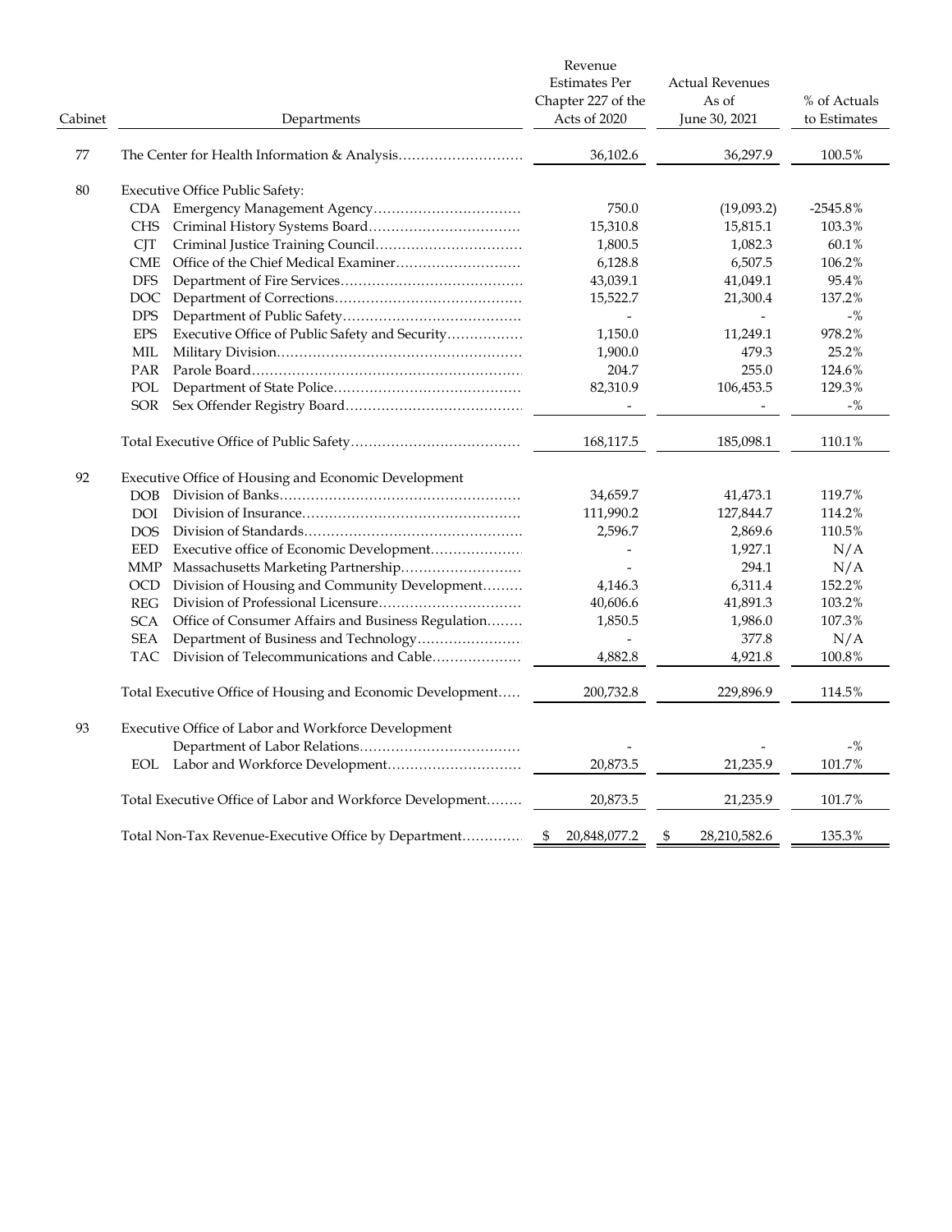| Cabinet | | Departments | Revenue Estimates Per Chapter 227 of the Acts of 2020 | Actual Revenues As of June 30, 2021 | % of Actuals to Estimates |
|---|---|---|---|---|---|
| 77 | | The Center for Health Information & Analysis | 36,102.6 | 36,297.9 | 100.5% |
| 80 | | Executive Office Public Safety: | | | |
| | CDA | Emergency Management Agency | 750.0 | (19,093.2) | -2545.8% |
| | CHS | Criminal History Systems Board | 15,310.8 | 15,815.1 | 103.3% |
| | CJT | Criminal Justice Training Council | 1,800.5 | 1,082.3 | 60.1% |
| | CME | Office of the Chief Medical Examiner | 6,128.8 | 6,507.5 | 106.2% |
| | DFS | Department of Fire Services | 43,039.1 | 41,049.1 | 95.4% |
| | DOC | Department of Corrections | 15,522.7 | 21,300.4 | 137.2% |
| | DPS | Department of Public Safety | - | - | -% |
| | EPS | Executive Office of Public Safety and Security | 1,150.0 | 11,249.1 | 978.2% |
| | MIL | Military Division | 1,900.0 | 479.3 | 25.2% |
| | PAR | Parole Board | 204.7 | 255.0 | 124.6% |
| | POL | Department of State Police | 82,310.9 | 106,453.5 | 129.3% |
| | SOR | Sex Offender Registry Board | - | - | -% |
| | | Total Executive Office of Public Safety | 168,117.5 | 185,098.1 | 110.1% |
| 92 | | Executive Office of Housing and Economic Development | | | |
| | DOB | Division of Banks | 34,659.7 | 41,473.1 | 119.7% |
| | DOI | Division of Insurance | 111,990.2 | 127,844.7 | 114.2% |
| | DOS | Division of Standards | 2,596.7 | 2,869.6 | 110.5% |
| | EED | Executive office of Economic Development | - | 1,927.1 | N/A |
| | MMP | Massachusetts Marketing Partnership | - | 294.1 | N/A |
| | OCD | Division of Housing and Community Development | 4,146.3 | 6,311.4 | 152.2% |
| | REG | Division of Professional Licensure | 40,606.6 | 41,891.3 | 103.2% |
| | SCA | Office of Consumer Affairs and Business Regulation | 1,850.5 | 1,986.0 | 107.3% |
| | SEA | Department of Business and Technology | - | 377.8 | N/A |
| | TAC | Division of Telecommunications and Cable | 4,882.8 | 4,921.8 | 100.8% |
| | | Total Executive Office of Housing and Economic Development | 200,732.8 | 229,896.9 | 114.5% |
| 93 | | Executive Office of Labor and Workforce Development | | | |
| | | Department of Labor Relations | - | - | -% |
| | EOL | Labor and Workforce Development | 20,873.5 | 21,235.9 | 101.7% |
| | | Total Executive Office of Labor and Workforce Development | 20,873.5 | 21,235.9 | 101.7% |
| | | Total Non-Tax Revenue-Executive Office by Department | $ 20,848,077.2 | $ 28,210,582.6 | 135.3% |